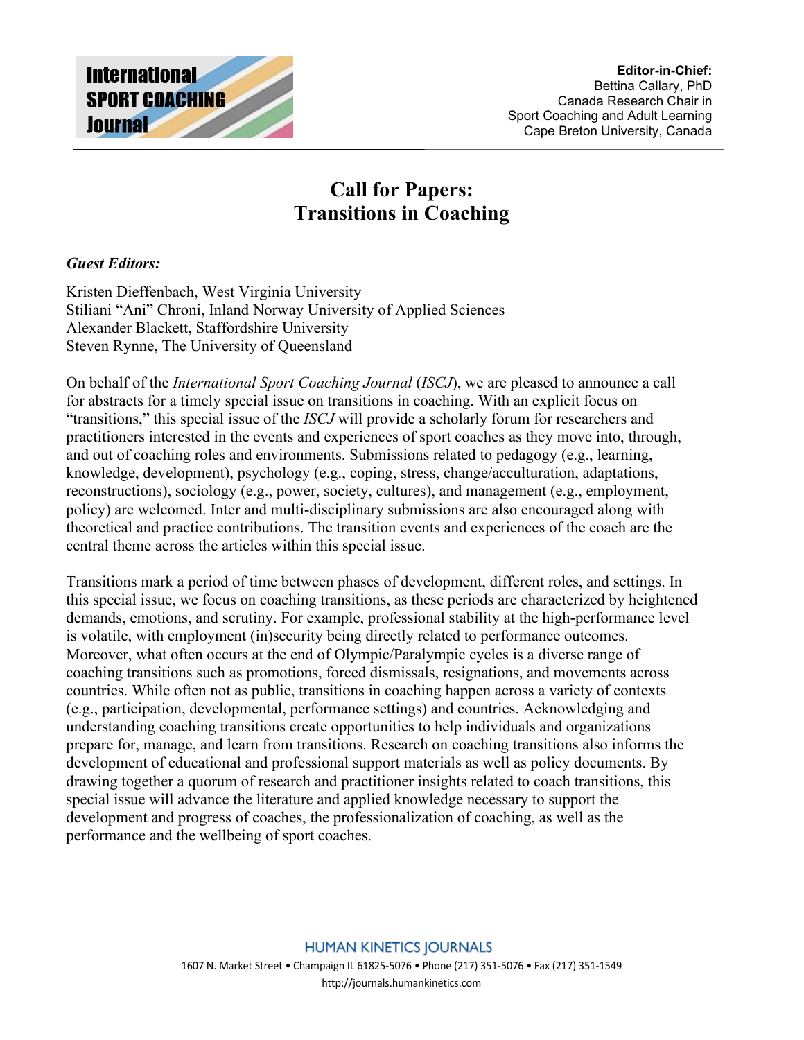International SPORT COACHING Journal

**Editor-in-Chief:**
Bettina Callary, PhD
Canada Research Chair in
Sport Coaching and Adult Learning
Cape Breton University, Canada

# Call for Papers: Transitions in Coaching

***Guest Editors:***

Kristen Dieffenbach, West Virginia University
Stiliani "Ani" Chroni, Inland Norway University of Applied Sciences
Alexander Blackett, Staffordshire University
Steven Rynne, The University of Queensland

On behalf of the *International Sport Coaching Journal* (*ISCJ*), we are pleased to announce a call for abstracts for a timely special issue on transitions in coaching. With an explicit focus on "transitions," this special issue of the *ISCJ* will provide a scholarly forum for researchers and practitioners interested in the events and experiences of sport coaches as they move into, through, and out of coaching roles and environments. Submissions related to pedagogy (e.g., learning, knowledge, development), psychology (e.g., coping, stress, change/acculturation, adaptations, reconstructions), sociology (e.g., power, society, cultures), and management (e.g., employment, policy) are welcomed. Inter and multi-disciplinary submissions are also encouraged along with theoretical and practice contributions. The transition events and experiences of the coach are the central theme across the articles within this special issue.

Transitions mark a period of time between phases of development, different roles, and settings. In this special issue, we focus on coaching transitions, as these periods are characterized by heightened demands, emotions, and scrutiny. For example, professional stability at the high-performance level is volatile, with employment (in)security being directly related to performance outcomes. Moreover, what often occurs at the end of Olympic/Paralympic cycles is a diverse range of coaching transitions such as promotions, forced dismissals, resignations, and movements across countries. While often not as public, transitions in coaching happen across a variety of contexts (e.g., participation, developmental, performance settings) and countries. Acknowledging and understanding coaching transitions create opportunities to help individuals and organizations prepare for, manage, and learn from transitions. Research on coaching transitions also informs the development of educational and professional support materials as well as policy documents. By drawing together a quorum of research and practitioner insights related to coach transitions, this special issue will advance the literature and applied knowledge necessary to support the development and progress of coaches, the professionalization of coaching, as well as the performance and the wellbeing of sport coaches.

HUMAN KINETICS JOURNALS
1607 N. Market Street • Champaign IL 61825-5076 • Phone (217) 351-5076 • Fax (217) 351-1549
http://journals.humankinetics.com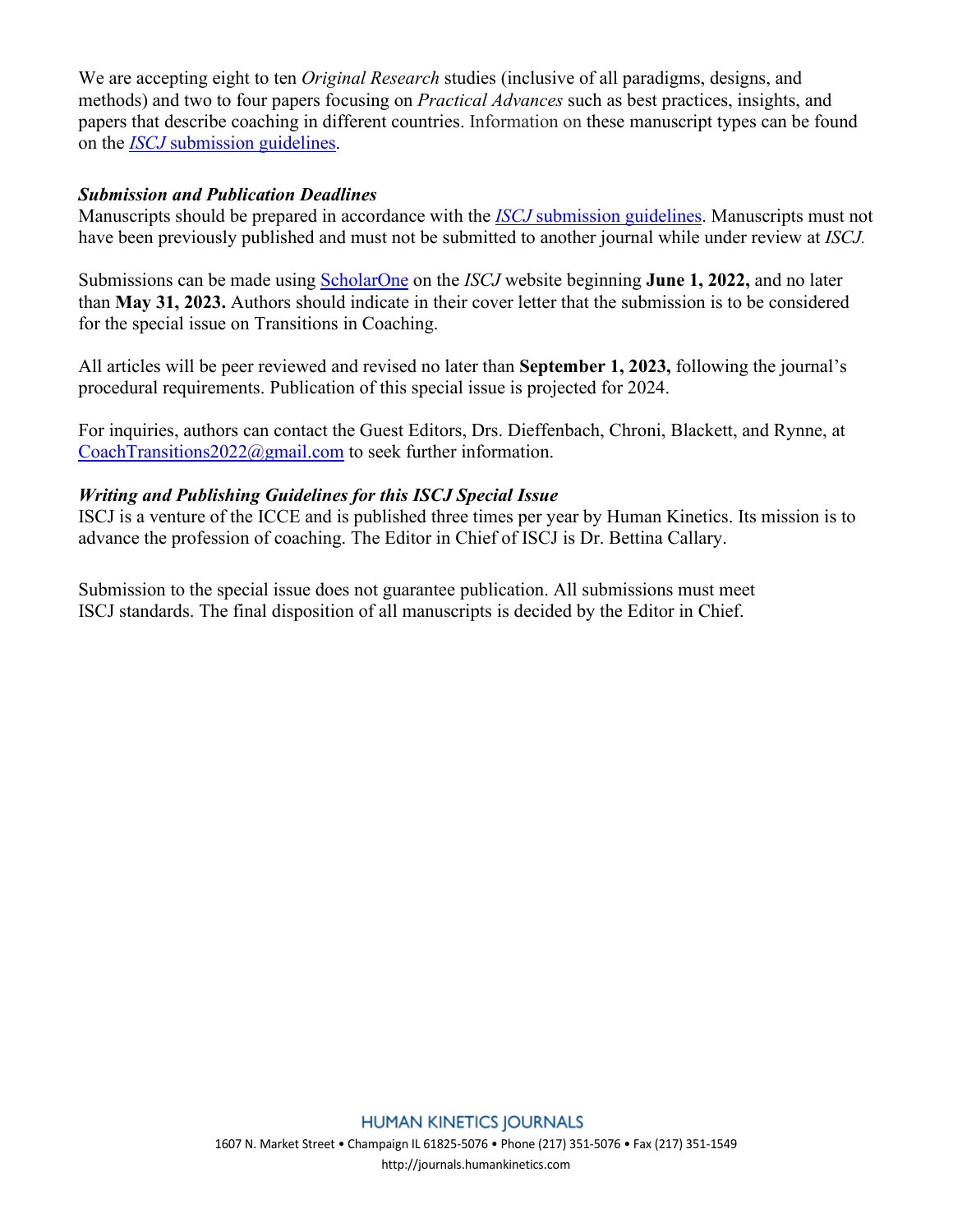We are accepting eight to ten *Original Research* studies (inclusive of all paradigms, designs, and methods) and two to four papers focusing on *Practical Advances* such as best practices, insights, and papers that describe coaching in different countries. Information on these manuscript types can be found on the *ISCJ* submission guidelines.

### *Submission and Publication Deadlines*

Manuscripts should be prepared in accordance with the *ISCJ* submission guidelines. Manuscripts must not have been previously published and must not be submitted to another journal while under review at *ISCJ.*

Submissions can be made using ScholarOne on the *ISCJ* website beginning **June 1, 2022,** and no later than **May 31, 2023.** Authors should indicate in their cover letter that the submission is to be considered for the special issue on Transitions in Coaching.

All articles will be peer reviewed and revised no later than **September 1, 2023,** following the journal's procedural requirements. Publication of this special issue is projected for 2024.

For inquiries, authors can contact the Guest Editors, Drs. Dieffenbach, Chroni, Blackett, and Rynne, at CoachTransitions2022@gmail.com to seek further information.

### *Writing and Publishing Guidelines for this ISCJ Special Issue*

ISCJ is a venture of the ICCE and is published three times per year by Human Kinetics. Its mission is to advance the profession of coaching. The Editor in Chief of ISCJ is Dr. Bettina Callary.

Submission to the special issue does not guarantee publication. All submissions must meet ISCJ standards. The final disposition of all manuscripts is decided by the Editor in Chief.